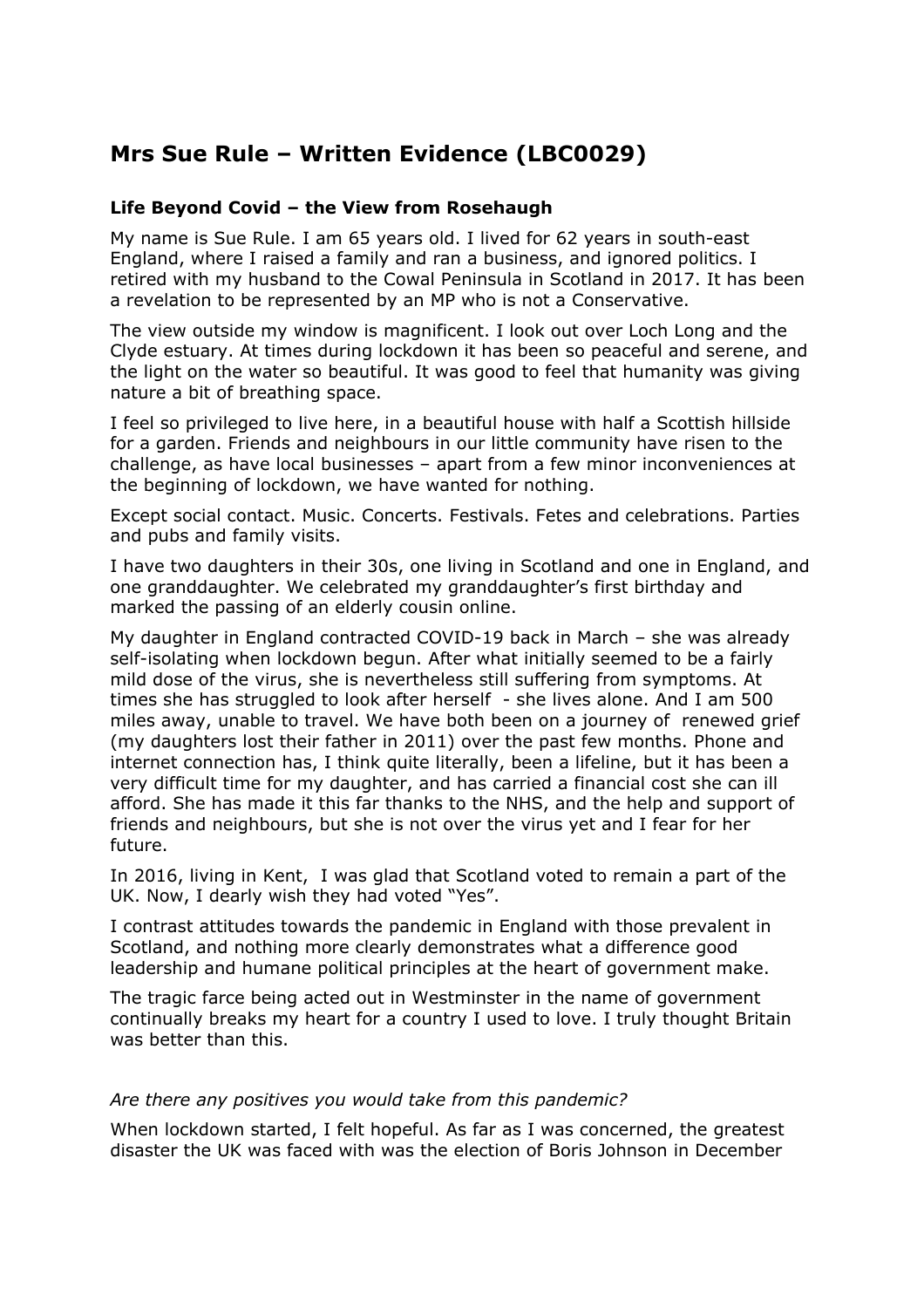# Mrs Sue Rule – Written Evidence (LBC0029)

### Life Beyond Covid – the View from Rosehaugh

My name is Sue Rule. I am 65 years old. I lived for 62 years in south-east England, where I raised a family and ran a business, and ignored politics. I retired with my husband to the Cowal Peninsula in Scotland in 2017. It has been a revelation to be represented by an MP who is not a Conservative.

The view outside my window is magnificent. I look out over Loch Long and the Clyde estuary. At times during lockdown it has been so peaceful and serene, and the light on the water so beautiful. It was good to feel that humanity was giving nature a bit of breathing space.

I feel so privileged to live here, in a beautiful house with half a Scottish hillside for a garden. Friends and neighbours in our little community have risen to the challenge, as have local businesses – apart from a few minor inconveniences at the beginning of lockdown, we have wanted for nothing.

Except social contact. Music. Concerts. Festivals. Fetes and celebrations. Parties and pubs and family visits.

I have two daughters in their 30s, one living in Scotland and one in England, and one granddaughter. We celebrated my granddaughter's first birthday and marked the passing of an elderly cousin online.

My daughter in England contracted COVID-19 back in March – she was already self-isolating when lockdown begun. After what initially seemed to be a fairly mild dose of the virus, she is nevertheless still suffering from symptoms. At times she has struggled to look after herself - she lives alone. And I am 500 miles away, unable to travel. We have both been on a journey of renewed grief (my daughters lost their father in 2011) over the past few months. Phone and internet connection has, I think quite literally, been a lifeline, but it has been a very difficult time for my daughter, and has carried a financial cost she can ill afford. She has made it this far thanks to the NHS, and the help and support of friends and neighbours, but she is not over the virus yet and I fear for her future.

In 2016, living in Kent, I was glad that Scotland voted to remain a part of the UK. Now, I dearly wish they had voted "Yes".

I contrast attitudes towards the pandemic in England with those prevalent in Scotland, and nothing more clearly demonstrates what a difference good leadership and humane political principles at the heart of government make.

The tragic farce being acted out in Westminster in the name of government continually breaks my heart for a country I used to love. I truly thought Britain was better than this.

*Are there any positives you would take from this pandemic?*

When lockdown started, I felt hopeful. As far as I was concerned, the greatest disaster the UK was faced with was the election of Boris Johnson in December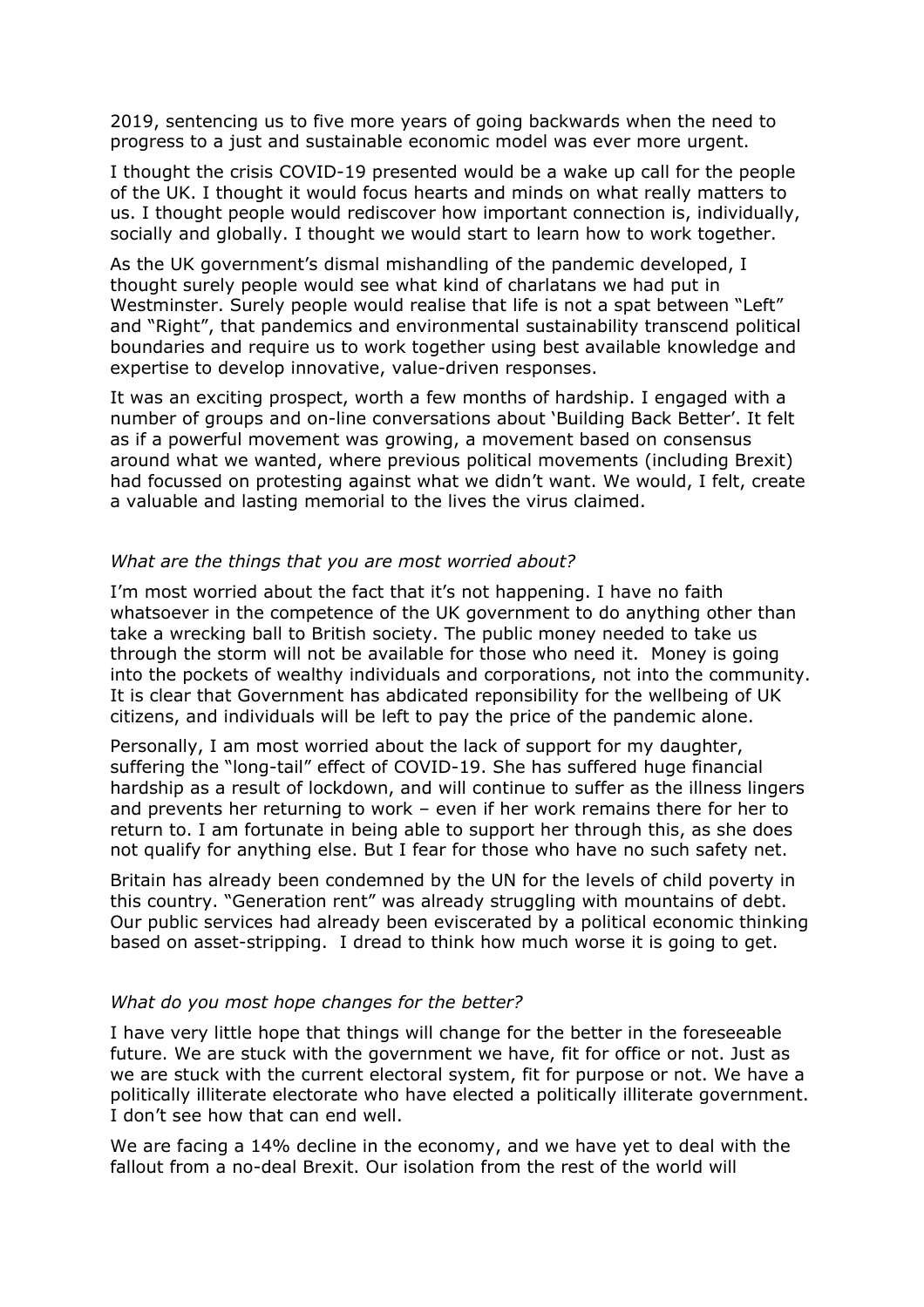2019, sentencing us to five more years of going backwards when the need to progress to a just and sustainable economic model was ever more urgent.

I thought the crisis COVID-19 presented would be a wake up call for the people of the UK. I thought it would focus hearts and minds on what really matters to us. I thought people would rediscover how important connection is, individually, socially and globally. I thought we would start to learn how to work together.

As the UK government's dismal mishandling of the pandemic developed, I thought surely people would see what kind of charlatans we had put in Westminster. Surely people would realise that life is not a spat between "Left" and "Right", that pandemics and environmental sustainability transcend political boundaries and require us to work together using best available knowledge and expertise to develop innovative, value-driven responses.

It was an exciting prospect, worth a few months of hardship. I engaged with a number of groups and on-line conversations about 'Building Back Better'. It felt as if a powerful movement was growing, a movement based on consensus around what we wanted, where previous political movements (including Brexit) had focussed on protesting against what we didn't want. We would, I felt, create a valuable and lasting memorial to the lives the virus claimed.

*What are the things that you are most worried about?*

I'm most worried about the fact that it's not happening. I have no faith whatsoever in the competence of the UK government to do anything other than take a wrecking ball to British society. The public money needed to take us through the storm will not be available for those who need it. Money is going into the pockets of wealthy individuals and corporations, not into the community. It is clear that Government has abdicated reponsibility for the wellbeing of UK citizens, and individuals will be left to pay the price of the pandemic alone.

Personally, I am most worried about the lack of support for my daughter, suffering the "long-tail" effect of COVID-19. She has suffered huge financial hardship as a result of lockdown, and will continue to suffer as the illness lingers and prevents her returning to work – even if her work remains there for her to return to. I am fortunate in being able to support her through this, as she does not qualify for anything else. But I fear for those who have no such safety net.

Britain has already been condemned by the UN for the levels of child poverty in this country. "Generation rent" was already struggling with mountains of debt. Our public services had already been eviscerated by a political economic thinking based on asset-stripping. I dread to think how much worse it is going to get.

*What do you most hope changes for the better?*

I have very little hope that things will change for the better in the foreseeable future. We are stuck with the government we have, fit for office or not. Just as we are stuck with the current electoral system, fit for purpose or not. We have a politically illiterate electorate who have elected a politically illiterate government. I don't see how that can end well.

We are facing a 14% decline in the economy, and we have yet to deal with the fallout from a no-deal Brexit. Our isolation from the rest of the world will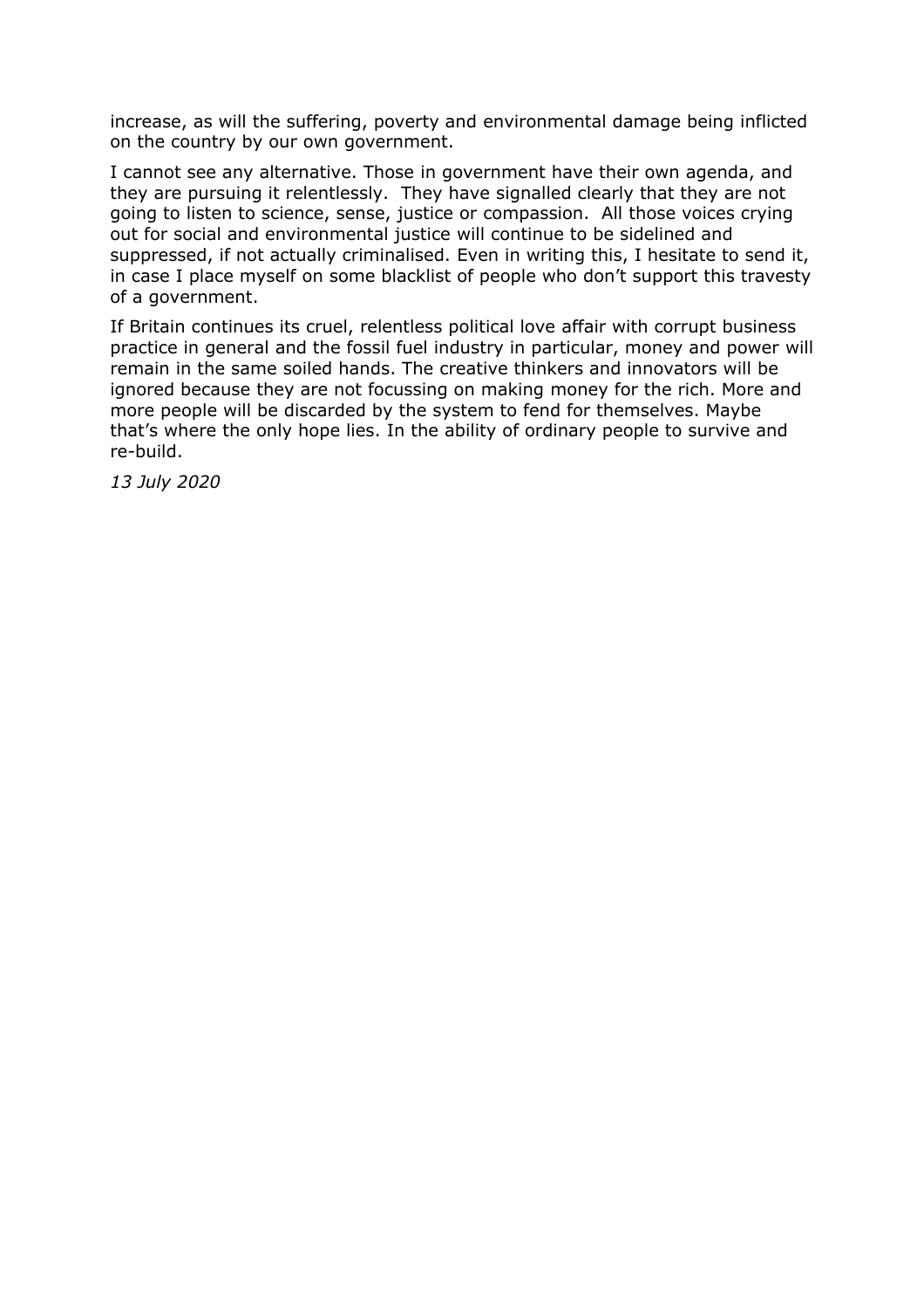increase, as will the suffering, poverty and environmental damage being inflicted on the country by our own government.

I cannot see any alternative. Those in government have their own agenda, and they are pursuing it relentlessly. They have signalled clearly that they are not going to listen to science, sense, justice or compassion. All those voices crying out for social and environmental justice will continue to be sidelined and suppressed, if not actually criminalised. Even in writing this, I hesitate to send it, in case I place myself on some blacklist of people who don't support this travesty of a government.

If Britain continues its cruel, relentless political love affair with corrupt business practice in general and the fossil fuel industry in particular, money and power will remain in the same soiled hands. The creative thinkers and innovators will be ignored because they are not focussing on making money for the rich. More and more people will be discarded by the system to fend for themselves. Maybe that's where the only hope lies. In the ability of ordinary people to survive and re-build.

*13 July 2020*